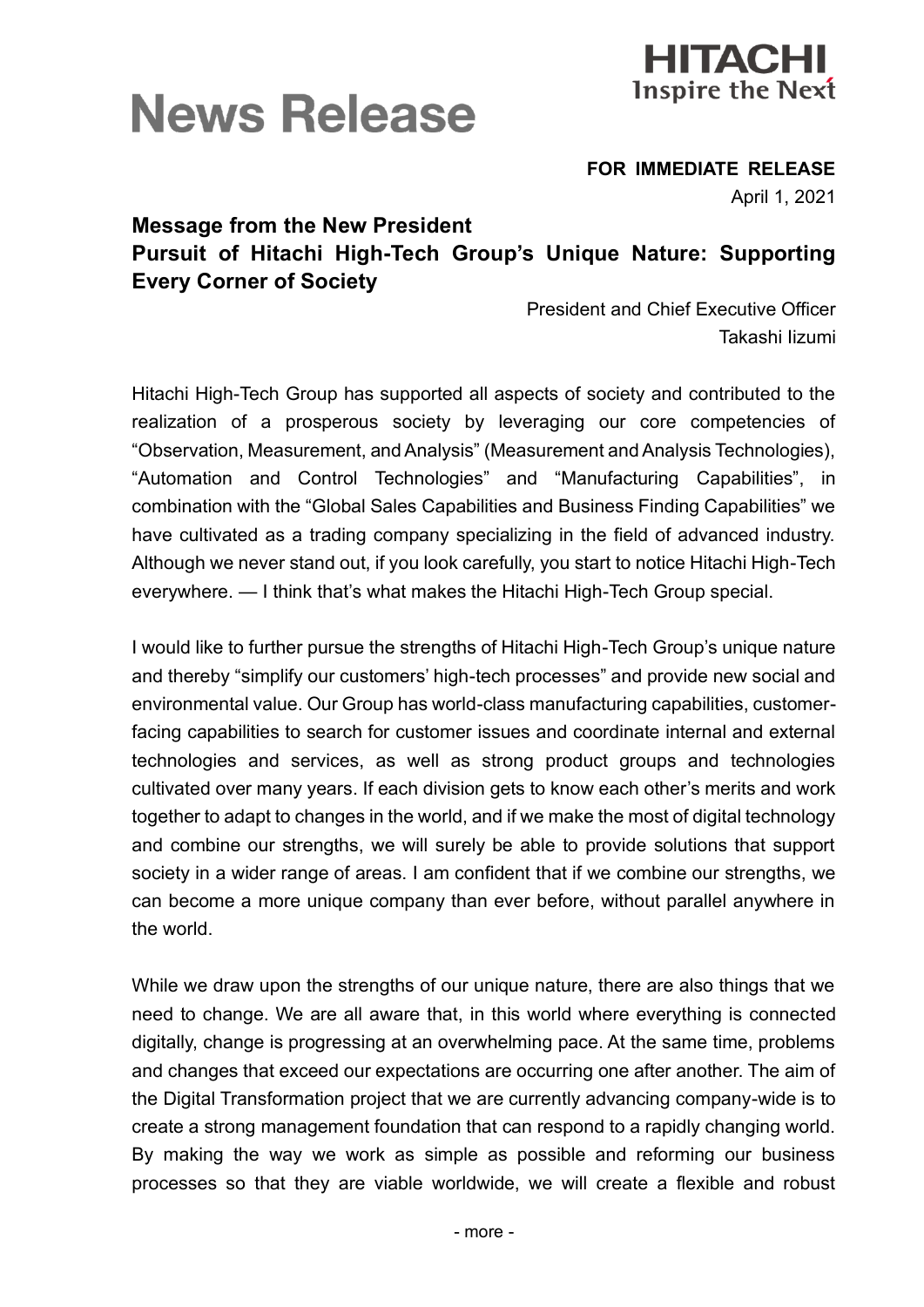# News Release

**FOR IMMEDIATE RELEASE**

April 1, 2021

## Message from the New President
## Pursuit of Hitachi High-Tech Group's Unique Nature: Supporting Every Corner of Society

President and Chief Executive Officer
Takashi Iizumi

Hitachi High-Tech Group has supported all aspects of society and contributed to the realization of a prosperous society by leveraging our core competencies of "Observation, Measurement, and Analysis" (Measurement and Analysis Technologies), "Automation and Control Technologies" and "Manufacturing Capabilities", in combination with the "Global Sales Capabilities and Business Finding Capabilities" we have cultivated as a trading company specializing in the field of advanced industry. Although we never stand out, if you look carefully, you start to notice Hitachi High-Tech everywhere. — I think that's what makes the Hitachi High-Tech Group special.

I would like to further pursue the strengths of Hitachi High-Tech Group's unique nature and thereby "simplify our customers' high-tech processes" and provide new social and environmental value. Our Group has world-class manufacturing capabilities, customer-facing capabilities to search for customer issues and coordinate internal and external technologies and services, as well as strong product groups and technologies cultivated over many years. If each division gets to know each other's merits and work together to adapt to changes in the world, and if we make the most of digital technology and combine our strengths, we will surely be able to provide solutions that support society in a wider range of areas. I am confident that if we combine our strengths, we can become a more unique company than ever before, without parallel anywhere in the world.

While we draw upon the strengths of our unique nature, there are also things that we need to change. We are all aware that, in this world where everything is connected digitally, change is progressing at an overwhelming pace. At the same time, problems and changes that exceed our expectations are occurring one after another. The aim of the Digital Transformation project that we are currently advancing company-wide is to create a strong management foundation that can respond to a rapidly changing world. By making the way we work as simple as possible and reforming our business processes so that they are viable worldwide, we will create a flexible and robust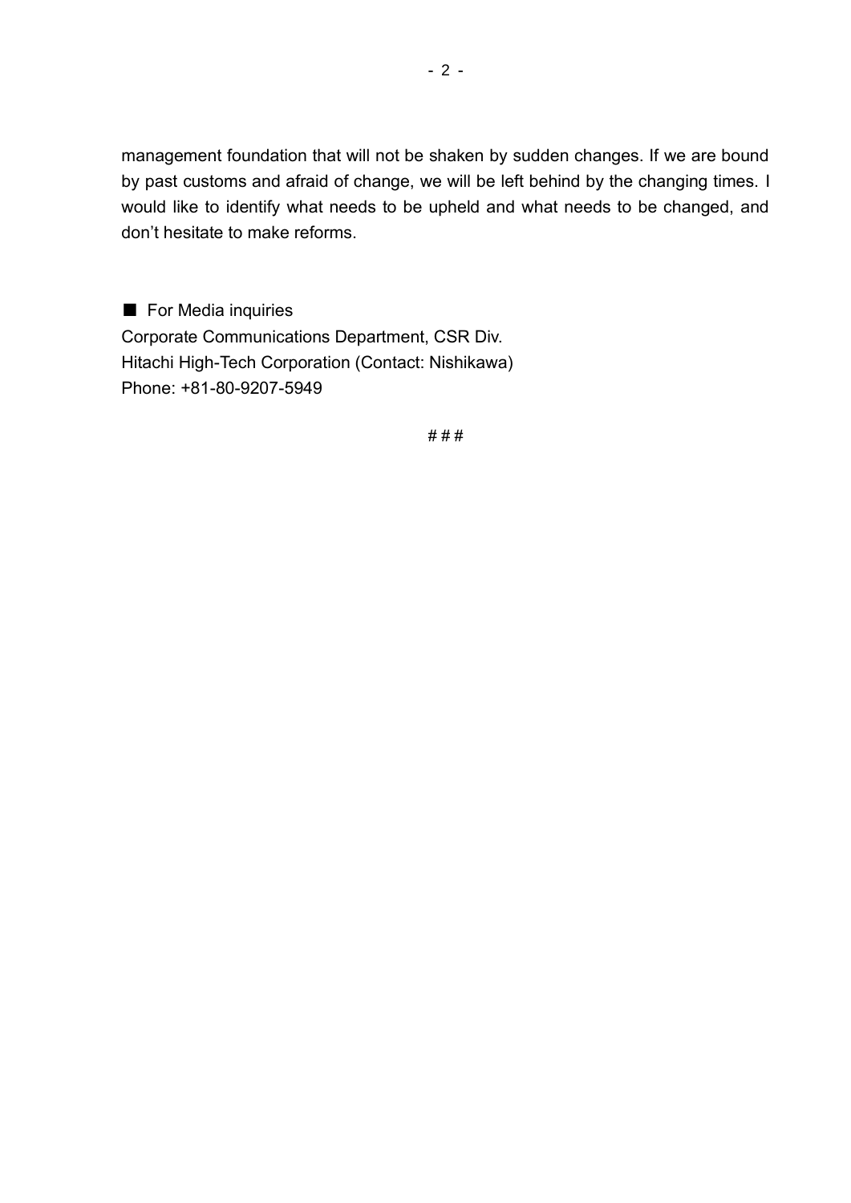management foundation that will not be shaken by sudden changes. If we are bound by past customs and afraid of change, we will be left behind by the changing times. I would like to identify what needs to be upheld and what needs to be changed, and don't hesitate to make reforms.

■ For Media inquiries
Corporate Communications Department, CSR Div.
Hitachi High-Tech Corporation (Contact: Nishikawa)
Phone: +81-80-9207-5949

# # #